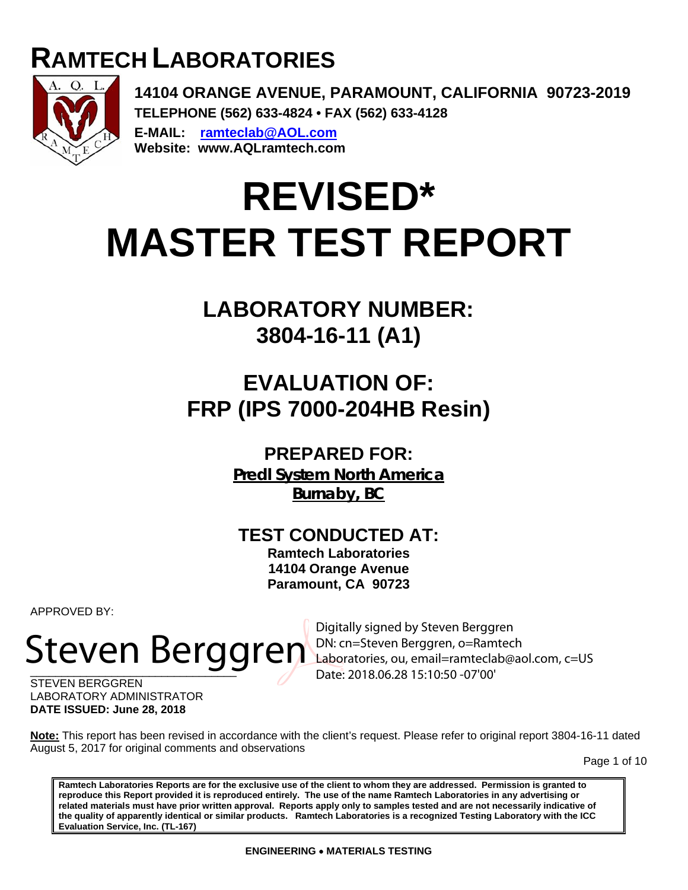# RAMTECH LABORATORIES

**14104 ORANGE AVENUE, PARAMOUNT, CALIFORNIA 90723-2019**
**TELEPHONE (562) 633-4824 • FAX (562) 633-4128**
**E-MAIL: ramteclab@AOL.com**
**Website: www.AQLramtech.com**

# REVISED* MASTER TEST REPORT

## LABORATORY NUMBER: 3804-16-11 (A1)

## EVALUATION OF: FRP (IPS 7000-204HB Resin)

### PREPARED FOR:

**Predl System North America**
**Burnaby, BC**

### TEST CONDUCTED AT:

**Ramtech Laboratories**
**14104 Orange Avenue**
**Paramount, CA 90723**

APPROVED BY:

Steven Berggren

Digitally signed by Steven Berggren
DN: cn=Steven Berggren, o=Ramtech Laboratories, ou, email=ramteclab@aol.com, c=US
Date: 2018.06.28 15:10:50 -07'00'

STEVEN BERGGREN
LABORATORY ADMINISTRATOR
**DATE ISSUED: June 28, 2018**

**Note:** This report has been revised in accordance with the client's request. Please refer to original report 3804-16-11 dated August 5, 2017 for original comments and observations

**Ramtech Laboratories Reports are for the exclusive use of the client to whom they are addressed. Permission is granted to reproduce this Report provided it is reproduced entirely. The use of the name Ramtech Laboratories in any advertising or related materials must have prior written approval. Reports apply only to samples tested and are not necessarily indicative of the quality of apparently identical or similar products. Ramtech Laboratories is a recognized Testing Laboratory with the ICC Evaluation Service, Inc. (TL-167)**

**ENGINEERING • MATERIALS TESTING**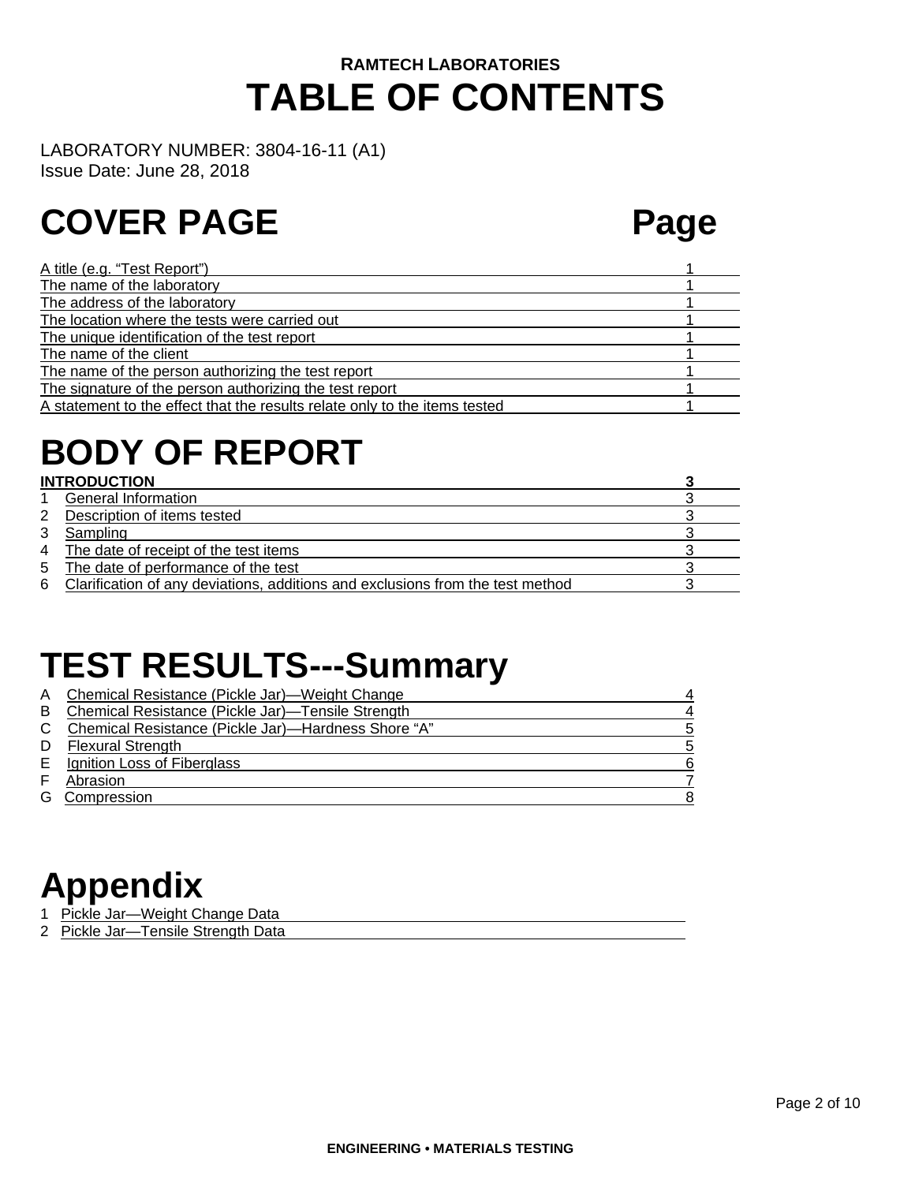**RAMTECH LABORATORIES**

# TABLE OF CONTENTS

LABORATORY NUMBER: 3804-16-11 (A1)
Issue Date: June 28, 2018

# COVER PAGE

| | Page |
|---|---|
| A title (e.g. "Test Report") | 1 |
| The name of the laboratory | 1 |
| The address of the laboratory | 1 |
| The location where the tests were carried out | 1 |
| The unique identification of the test report | 1 |
| The name of the client | 1 |
| The name of the person authorizing the test report | 1 |
| The signature of the person authorizing the test report | 1 |
| A statement to the effect that the results relate only to the items tested | 1 |

# BODY OF REPORT

| | | |
|---|---|---|
| **INTRODUCTION** | | **3** |
| 1 | General Information | 3 |
| 2 | Description of items tested | 3 |
| 3 | Sampling | 3 |
| 4 | The date of receipt of the test items | 3 |
| 5 | The date of performance of the test | 3 |
| 6 | Clarification of any deviations, additions and exclusions from the test method | 3 |

# TEST RESULTS---Summary

| | | |
|---|---|---|
| A | Chemical Resistance (Pickle Jar)—Weight Change | 4 |
| B | Chemical Resistance (Pickle Jar)—Tensile Strength | 4 |
| C | Chemical Resistance (Pickle Jar)—Hardness Shore "A" | 5 |
| D | Flexural Strength | 5 |
| E | Ignition Loss of Fiberglass | 6 |
| F | Abrasion | 7 |
| G | Compression | 8 |

# Appendix

1 Pickle Jar—Weight Change Data
2 Pickle Jar—Tensile Strength Data

ENGINEERING • MATERIALS TESTING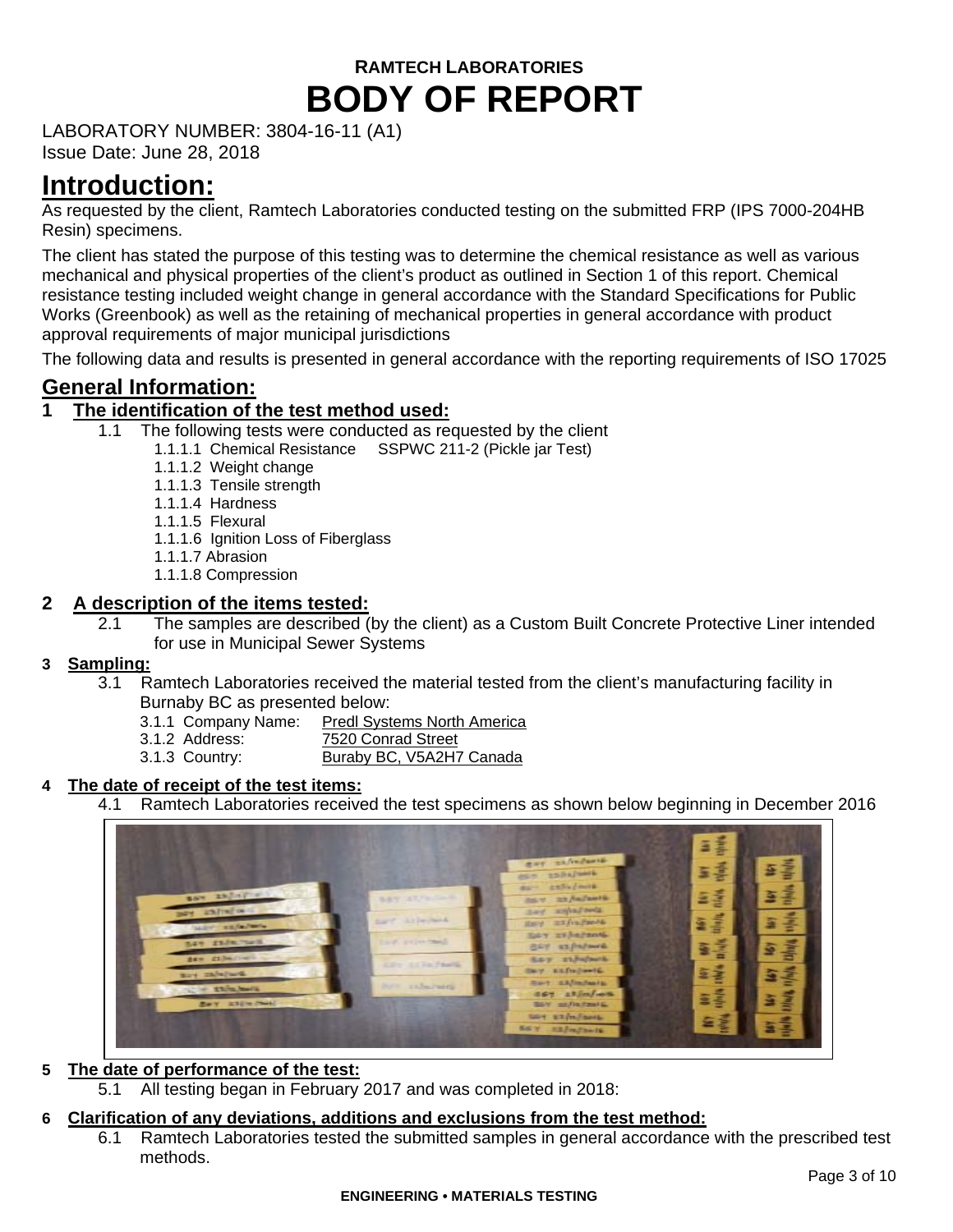**RAMTECH LABORATORIES**

# BODY OF REPORT

LABORATORY NUMBER: 3804-16-11 (A1)
Issue Date: June 28, 2018

## Introduction:

As requested by the client, Ramtech Laboratories conducted testing on the submitted FRP (IPS 7000-204HB Resin) specimens.

The client has stated the purpose of this testing was to determine the chemical resistance as well as various mechanical and physical properties of the client's product as outlined in Section 1 of this report. Chemical resistance testing included weight change in general accordance with the Standard Specifications for Public Works (Greenbook) as well as the retaining of mechanical properties in general accordance with product approval requirements of major municipal jurisdictions

The following data and results is presented in general accordance with the reporting requirements of ISO 17025

## General Information:

### 1 The identification of the test method used:

1.1 The following tests were conducted as requested by the client

- 1.1.1.1 Chemical Resistance SSPWC 211-2 (Pickle jar Test)
- 1.1.1.2 Weight change
- 1.1.1.3 Tensile strength
- 1.1.1.4 Hardness
- 1.1.1.5 Flexural
- 1.1.1.6 Ignition Loss of Fiberglass
- 1.1.1.7 Abrasion
- 1.1.1.8 Compression

### 2 A description of the items tested:

2.1 The samples are described (by the client) as a Custom Built Concrete Protective Liner intended for use in Municipal Sewer Systems

### 3 Sampling:

3.1 Ramtech Laboratories received the material tested from the client's manufacturing facility in Burnaby BC as presented below:

- 3.1.1 Company Name: Predl Systems North America
- 3.1.2 Address: 7520 Conrad Street
- 3.1.3 Country: Buraby BC, V5A2H7 Canada

### 4 The date of receipt of the test items:

4.1 Ramtech Laboratories received the test specimens as shown below beginning in December 2016

### 5 The date of performance of the test:

5.1 All testing began in February 2017 and was completed in 2018:

### 6 Clarification of any deviations, additions and exclusions from the test method:

6.1 Ramtech Laboratories tested the submitted samples in general accordance with the prescribed test methods.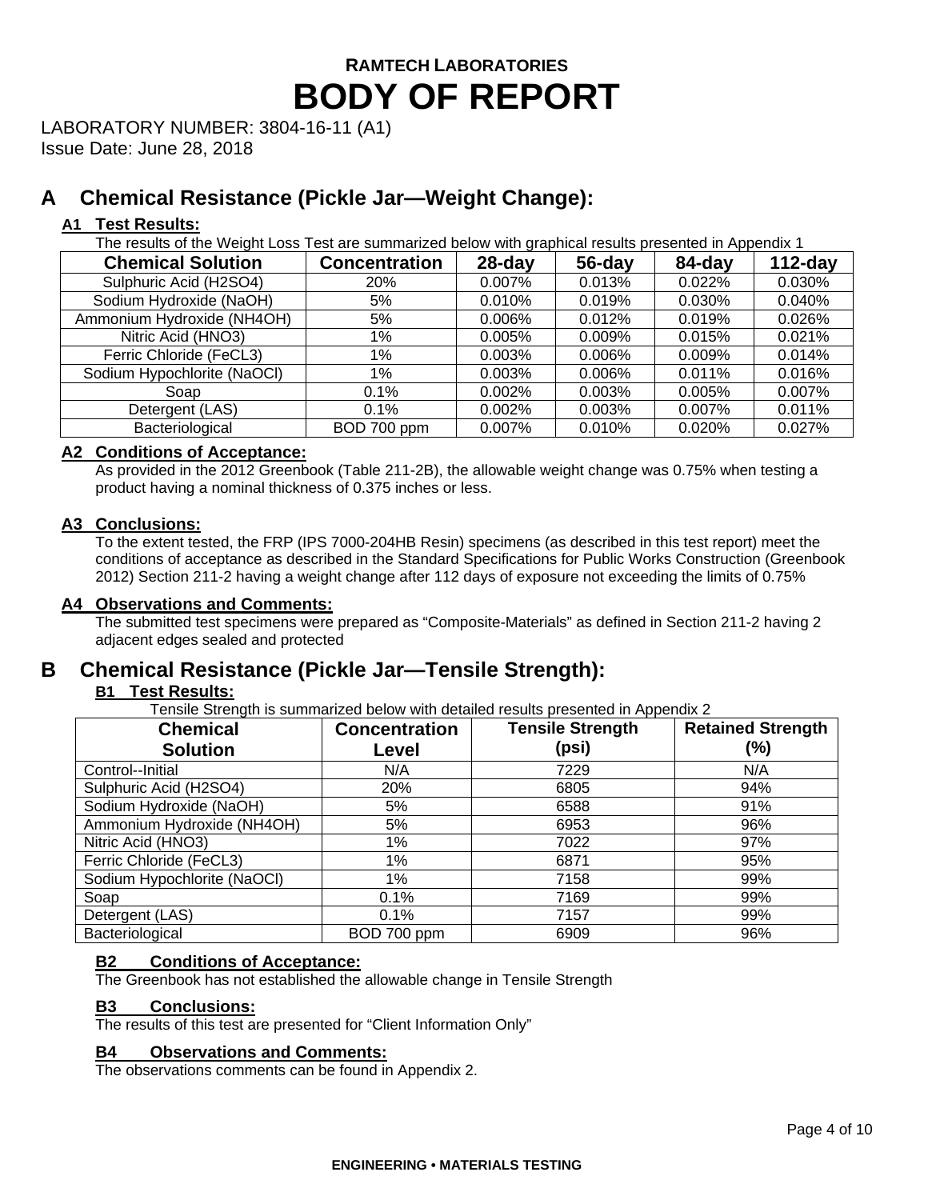# RAMTECH LABORATORIES

# BODY OF REPORT

LABORATORY NUMBER: 3804-16-11 (A1)
Issue Date: June 28, 2018

## A Chemical Resistance (Pickle Jar—Weight Change):

### A1 Test Results:

The results of the Weight Loss Test are summarized below with graphical results presented in Appendix 1

| Chemical Solution | Concentration | 28-day | 56-day | 84-day | 112-day |
|---|---|---|---|---|---|
| Sulphuric Acid (H2SO4) | 20% | 0.007% | 0.013% | 0.022% | 0.030% |
| Sodium Hydroxide (NaOH) | 5% | 0.010% | 0.019% | 0.030% | 0.040% |
| Ammonium Hydroxide (NH4OH) | 5% | 0.006% | 0.012% | 0.019% | 0.026% |
| Nitric Acid (HNO3) | 1% | 0.005% | 0.009% | 0.015% | 0.021% |
| Ferric Chloride (FeCL3) | 1% | 0.003% | 0.006% | 0.009% | 0.014% |
| Sodium Hypochlorite (NaOCl) | 1% | 0.003% | 0.006% | 0.011% | 0.016% |
| Soap | 0.1% | 0.002% | 0.003% | 0.005% | 0.007% |
| Detergent (LAS) | 0.1% | 0.002% | 0.003% | 0.007% | 0.011% |
| Bacteriological | BOD 700 ppm | 0.007% | 0.010% | 0.020% | 0.027% |

### A2 Conditions of Acceptance:

As provided in the 2012 Greenbook (Table 211-2B), the allowable weight change was 0.75% when testing a product having a nominal thickness of 0.375 inches or less.

### A3 Conclusions:

To the extent tested, the FRP (IPS 7000-204HB Resin) specimens (as described in this test report) meet the conditions of acceptance as described in the Standard Specifications for Public Works Construction (Greenbook 2012) Section 211-2 having a weight change after 112 days of exposure not exceeding the limits of 0.75%

### A4 Observations and Comments:

The submitted test specimens were prepared as “Composite-Materials” as defined in Section 211-2 having 2 adjacent edges sealed and protected

## B Chemical Resistance (Pickle Jar—Tensile Strength):

### B1 Test Results:

Tensile Strength is summarized below with detailed results presented in Appendix 2

| Chemical Solution | Concentration Level | Tensile Strength (psi) | Retained Strength (%) |
|---|---|---|---|
| Control--Initial | N/A | 7229 | N/A |
| Sulphuric Acid (H2SO4) | 20% | 6805 | 94% |
| Sodium Hydroxide (NaOH) | 5% | 6588 | 91% |
| Ammonium Hydroxide (NH4OH) | 5% | 6953 | 96% |
| Nitric Acid (HNO3) | 1% | 7022 | 97% |
| Ferric Chloride (FeCL3) | 1% | 6871 | 95% |
| Sodium Hypochlorite (NaOCl) | 1% | 7158 | 99% |
| Soap | 0.1% | 7169 | 99% |
| Detergent (LAS) | 0.1% | 7157 | 99% |
| Bacteriological | BOD 700 ppm | 6909 | 96% |

### B2 Conditions of Acceptance:

The Greenbook has not established the allowable change in Tensile Strength

### B3 Conclusions:

The results of this test are presented for “Client Information Only”

### B4 Observations and Comments:

The observations comments can be found in Appendix 2.

ENGINEERING • MATERIALS TESTING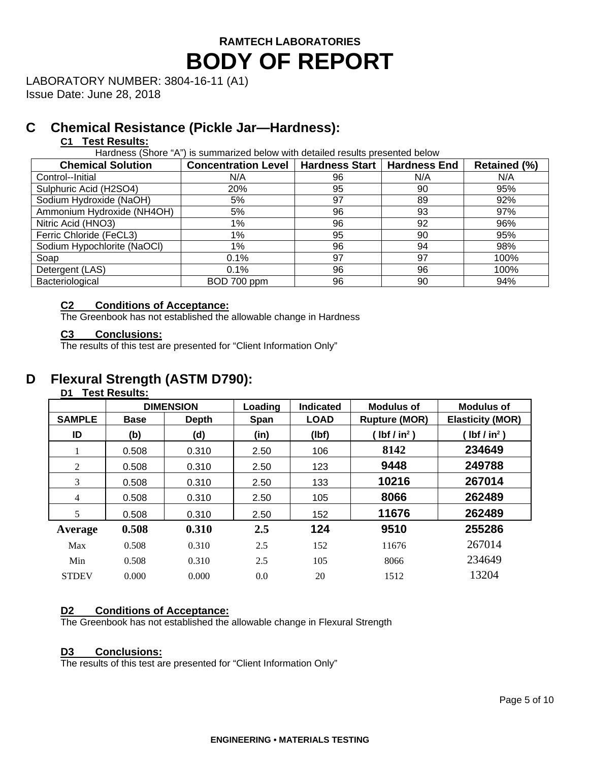# RAMTECH LABORATORIES

# BODY OF REPORT

LABORATORY NUMBER: 3804-16-11 (A1)
Issue Date: June 28, 2018

## C Chemical Resistance (Pickle Jar—Hardness):

### C1 Test Results:

Hardness (Shore "A") is summarized below with detailed results presented below

| Chemical Solution | Concentration Level | Hardness Start | Hardness End | Retained (%) |
|---|---|---|---|---|
| Control--Initial | N/A | 96 | N/A | N/A |
| Sulphuric Acid (H2SO4) | 20% | 95 | 90 | 95% |
| Sodium Hydroxide (NaOH) | 5% | 97 | 89 | 92% |
| Ammonium Hydroxide (NH4OH) | 5% | 96 | 93 | 97% |
| Nitric Acid (HNO3) | 1% | 96 | 92 | 96% |
| Ferric Chloride (FeCL3) | 1% | 95 | 90 | 95% |
| Sodium Hypochlorite (NaOCl) | 1% | 96 | 94 | 98% |
| Soap | 0.1% | 97 | 97 | 100% |
| Detergent (LAS) | 0.1% | 96 | 96 | 100% |
| Bacteriological | BOD 700 ppm | 96 | 90 | 94% |

### C2 Conditions of Acceptance:

The Greenbook has not established the allowable change in Hardness

### C3 Conclusions:

The results of this test are presented for "Client Information Only"

## D Flexural Strength (ASTM D790):

### D1 Test Results:

| SAMPLE | DIMENSION | | Loading | Indicated | Modulus of | Modulus of |
|---|---|---|---|---|---|---|
| | Base | Depth | Span | LOAD | Rupture (MOR) | Elasticity (MOR) |
| ID | (b) | (d) | (in) | (lbf) | ( lbf / in² ) | ( lbf / in² ) |
| 1 | 0.508 | 0.310 | 2.50 | 106 | 8142 | 234649 |
| 2 | 0.508 | 0.310 | 2.50 | 123 | 9448 | 249788 |
| 3 | 0.508 | 0.310 | 2.50 | 133 | 10216 | 267014 |
| 4 | 0.508 | 0.310 | 2.50 | 105 | 8066 | 262489 |
| 5 | 0.508 | 0.310 | 2.50 | 152 | 11676 | 262489 |
| **Average** | **0.508** | **0.310** | **2.5** | **124** | **9510** | **255286** |
| Max | 0.508 | 0.310 | 2.5 | 152 | 11676 | 267014 |
| Min | 0.508 | 0.310 | 2.5 | 105 | 8066 | 234649 |
| STDEV | 0.000 | 0.000 | 0.0 | 20 | 1512 | 13204 |

### D2 Conditions of Acceptance:

The Greenbook has not established the allowable change in Flexural Strength

### D3 Conclusions:

The results of this test are presented for "Client Information Only"

ENGINEERING • MATERIALS TESTING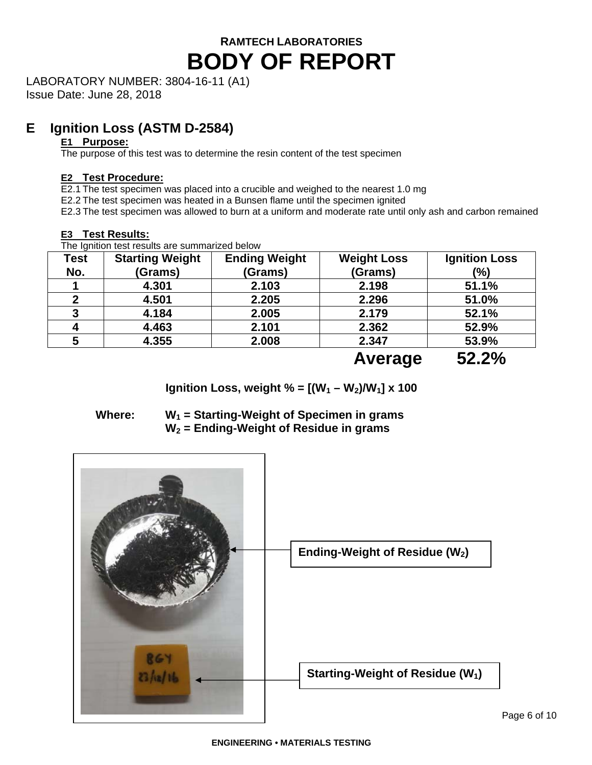**RAMTECH LABORATORIES**

# BODY OF REPORT

LABORATORY NUMBER: 3804-16-11 (A1)
Issue Date: June 28, 2018

## E Ignition Loss (ASTM D-2584)

### E1 Purpose:

The purpose of this test was to determine the resin content of the test specimen

### E2 Test Procedure:

E2.1 The test specimen was placed into a crucible and weighed to the nearest 1.0 mg
E2.2 The test specimen was heated in a Bunsen flame until the specimen ignited
E2.3 The test specimen was allowed to burn at a uniform and moderate rate until only ash and carbon remained

### E3 Test Results:

The Ignition test results are summarized below

| Test No. | Starting Weight (Grams) | Ending Weight (Grams) | Weight Loss (Grams) | Ignition Loss (%) |
|---|---|---|---|---|
| 1 | 4.301 | 2.103 | 2.198 | 51.1% |
| 2 | 4.501 | 2.205 | 2.296 | 51.0% |
| 3 | 4.184 | 2.005 | 2.179 | 52.1% |
| 4 | 4.463 | 2.101 | 2.362 | 52.9% |
| 5 | 4.355 | 2.008 | 2.347 | 53.9% |
| | | | **Average** | **52.2%** |

**Ignition Loss, weight % = $[(W_1 - W_2)/W_1] \times 100$**

**Where:** $W_1$ **= Starting-Weight of Specimen in grams**
$W_2$ **= Ending-Weight of Residue in grams**

**Ending-Weight of Residue ($W_2$)**

**Starting-Weight of Residue ($W_1$)**

**ENGINEERING • MATERIALS TESTING**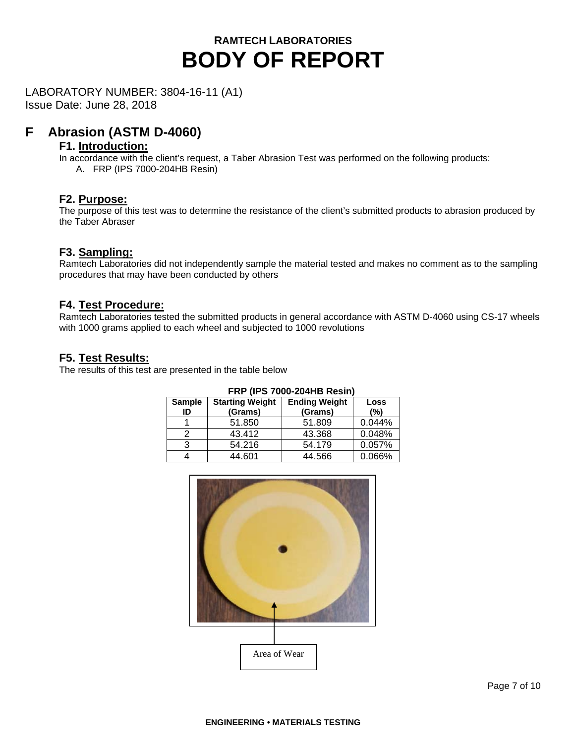**RAMTECH LABORATORIES**

# BODY OF REPORT

LABORATORY NUMBER: 3804-16-11 (A1)
Issue Date: June 28, 2018

## F Abrasion (ASTM D-4060)

### F1. Introduction:

In accordance with the client's request, a Taber Abrasion Test was performed on the following products:

A. FRP (IPS 7000-204HB Resin)

### F2. Purpose:

The purpose of this test was to determine the resistance of the client's submitted products to abrasion produced by the Taber Abraser

### F3. Sampling:

Ramtech Laboratories did not independently sample the material tested and makes no comment as to the sampling procedures that may have been conducted by others

### F4. Test Procedure:

Ramtech Laboratories tested the submitted products in general accordance with ASTM D-4060 using CS-17 wheels with 1000 grams applied to each wheel and subjected to 1000 revolutions

### F5. Test Results:

The results of this test are presented in the table below

**FRP (IPS 7000-204HB Resin)**

| Sample ID | Starting Weight (Grams) | Ending Weight (Grams) | Loss (%) |
|---|---|---|---|
| 1 | 51.850 | 51.809 | 0.044% |
| 2 | 43.412 | 43.368 | 0.048% |
| 3 | 54.216 | 54.179 | 0.057% |
| 4 | 44.601 | 44.566 | 0.066% |

Area of Wear

**ENGINEERING • MATERIALS TESTING**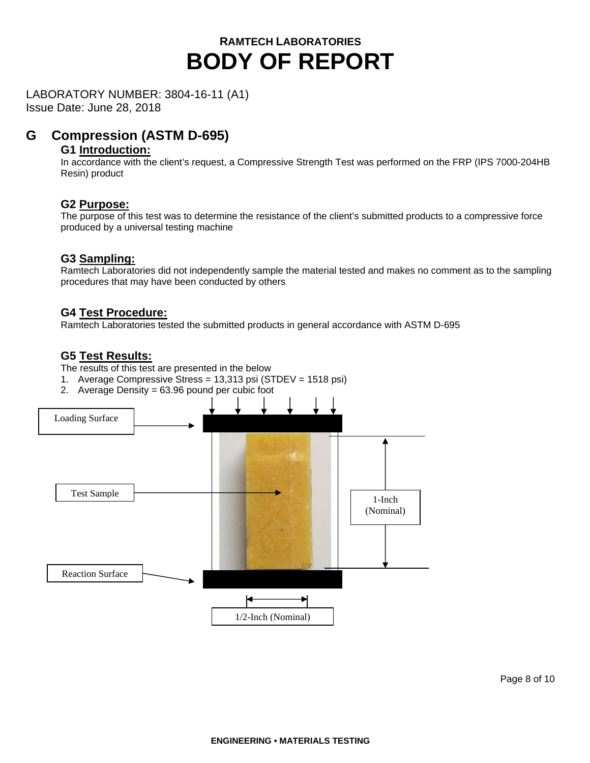# RAMTECH LABORATORIES
# BODY OF REPORT

LABORATORY NUMBER: 3804-16-11 (A1)
Issue Date: June 28, 2018

## G Compression (ASTM D-695)

### G1 Introduction:

In accordance with the client's request, a Compressive Strength Test was performed on the FRP (IPS 7000-204HB Resin) product

### G2 Purpose:

The purpose of this test was to determine the resistance of the client's submitted products to a compressive force produced by a universal testing machine

### G3 Sampling:

Ramtech Laboratories did not independently sample the material tested and makes no comment as to the sampling procedures that may have been conducted by others

### G4 Test Procedure:

Ramtech Laboratories tested the submitted products in general accordance with ASTM D-695

### G5 Test Results:

The results of this test are presented in the below

1. Average Compressive Stress = 13,313 psi (STDEV = 1518 psi)
2. Average Density = 63.96 pound per cubic foot

Loading Surface

Test Sample

Reaction Surface

1-Inch (Nominal)

1/2-Inch (Nominal)

ENGINEERING • MATERIALS TESTING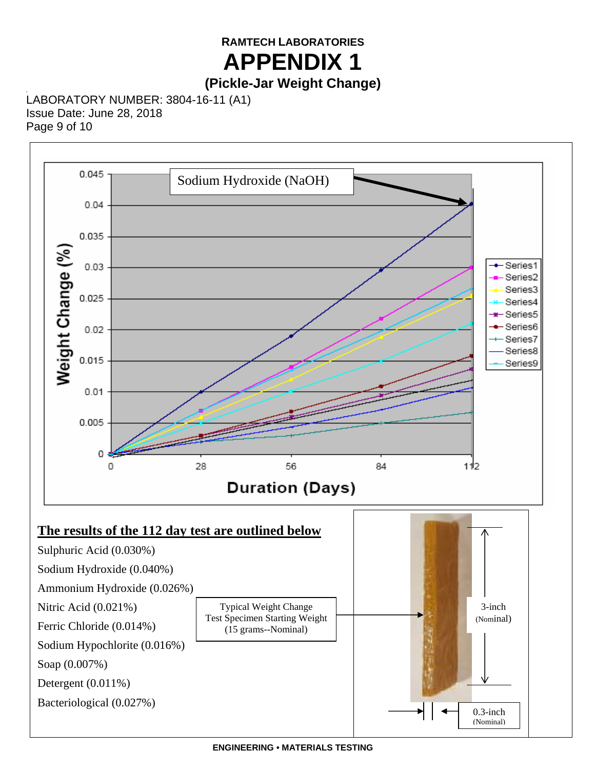**RAMTECH LABORATORIES**

# APPENDIX 1

## (Pickle-Jar Weight Change)

LABORATORY NUMBER: 3804-16-11 (A1)
Issue Date: June 28, 2018
Page 9 of 10

Sodium Hydroxide (NaOH)

Weight Change (%)

Duration (Days)

Series1, Series2, Series3, Series4, Series5, Series6, Series7, Series8, Series9

**The results of the 112 day test are outlined below**

Sulphuric Acid (0.030%)

Sodium Hydroxide (0.040%)

Ammonium Hydroxide (0.026%)

Nitric Acid (0.021%)

Ferric Chloride (0.014%)

Sodium Hypochlorite (0.016%)

Soap (0.007%)

Detergent (0.011%)

Bacteriological (0.027%)

Typical Weight Change Test Specimen Starting Weight (15 grams--Nominal)

3-inch (Nominal)

0.3-inch (Nominal)

**ENGINEERING • MATERIALS TESTING**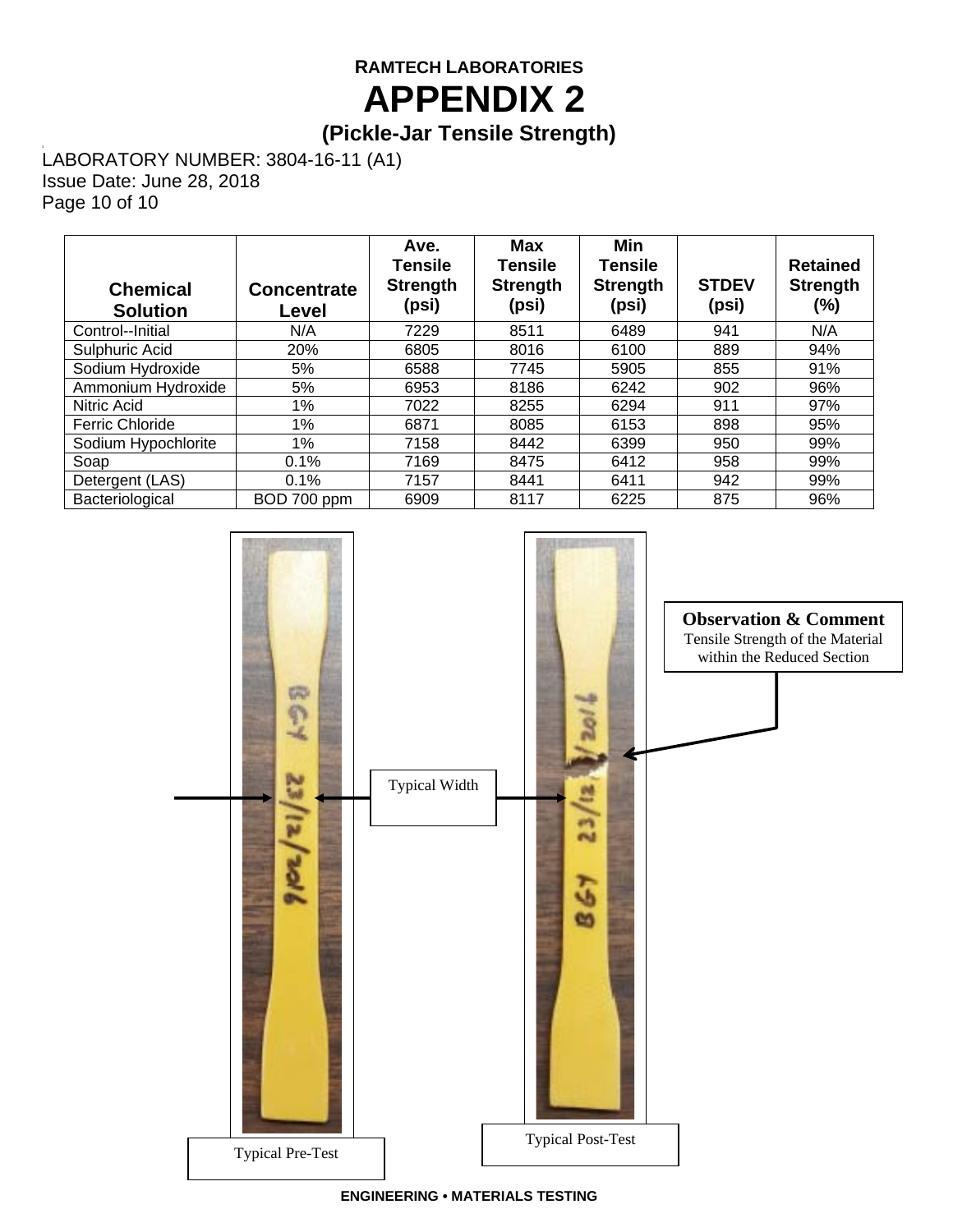**RAMTECH LABORATORIES**

# APPENDIX 2

## (Pickle-Jar Tensile Strength)

LABORATORY NUMBER: 3804-16-11 (A1)
Issue Date: June 28, 2018

| Chemical Solution | Concentrate Level | Ave. Tensile Strength (psi) | Max Tensile Strength (psi) | Min Tensile Strength (psi) | STDEV (psi) | Retained Strength (%) |
|---|---|---|---|---|---|---|
| Control--Initial | N/A | 7229 | 8511 | 6489 | 941 | N/A |
| Sulphuric Acid | 20% | 6805 | 8016 | 6100 | 889 | 94% |
| Sodium Hydroxide | 5% | 6588 | 7745 | 5905 | 855 | 91% |
| Ammonium Hydroxide | 5% | 6953 | 8186 | 6242 | 902 | 96% |
| Nitric Acid | 1% | 7022 | 8255 | 6294 | 911 | 97% |
| Ferric Chloride | 1% | 6871 | 8085 | 6153 | 898 | 95% |
| Sodium Hypochlorite | 1% | 7158 | 8442 | 6399 | 950 | 99% |
| Soap | 0.1% | 7169 | 8475 | 6412 | 958 | 99% |
| Detergent (LAS) | 0.1% | 7157 | 8441 | 6411 | 942 | 99% |
| Bacteriological | BOD 700 ppm | 6909 | 8117 | 6225 | 875 | 96% |

**Observation & Comment**
Tensile Strength of the Material within the Reduced Section

Typical Width

Typical Pre-Test

Typical Post-Test

**ENGINEERING • MATERIALS TESTING**